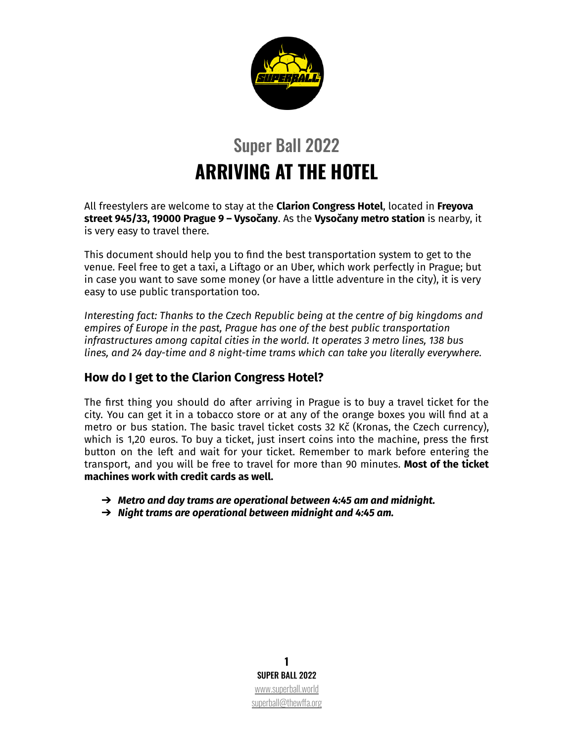# Super Ball 2022

# ARRIVING AT THE HOTEL

All freestylers are welcome to stay at the **Clarion Congress Hotel**, located in **Freyova street 945/33, 19000 Prague 9 – Vysočany**. As the **Vysočany metro station** is nearby, it is very easy to travel there.

This document should help you to find the best transportation system to get to the venue. Feel free to get a taxi, a Liftago or an Uber, which work perfectly in Prague; but in case you want to save some money (or have a little adventure in the city), it is very easy to use public transportation too.

*Interesting fact: Thanks to the Czech Republic being at the centre of big kingdoms and empires of Europe in the past, Prague has one of the best public transportation infrastructures among capital cities in the world. It operates 3 metro lines, 138 bus lines, and 24 day-time and 8 night-time trams which can take you literally everywhere.*

## How do I get to the Clarion Congress Hotel?

The first thing you should do after arriving in Prague is to buy a travel ticket for the city. You can get it in a tobacco store or at any of the orange boxes you will find at a metro or bus station. The basic travel ticket costs 32 Kč (Kronas, the Czech currency), which is 1,20 euros. To buy a ticket, just insert coins into the machine, press the first button on the left and wait for your ticket. Remember to mark before entering the transport, and you will be free to travel for more than 90 minutes. **Most of the ticket machines work with credit cards as well.**

- ***Metro and day trams are operational between 4:45 am and midnight.***
- ***Night trams are operational between midnight and 4:45 am.***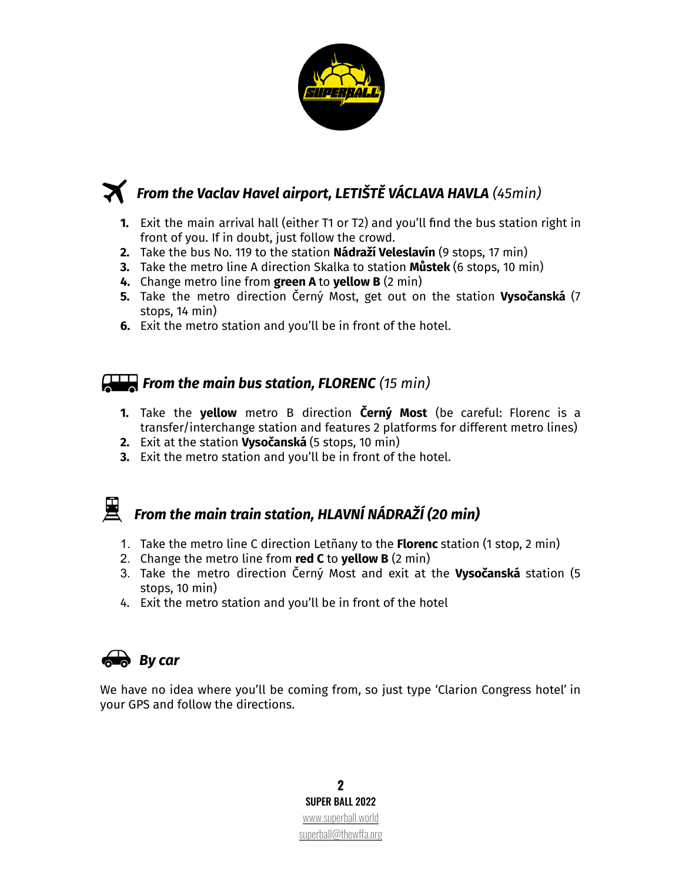## *From the Vaclav Havel airport, LETIŠTĚ VÁCLAVA HAVLA (45min)*

1. Exit the main arrival hall (either T1 or T2) and you'll find the bus station right in front of you. If in doubt, just follow the crowd.
2. Take the bus No. 119 to the station **Nádraží Veleslavín** (9 stops, 17 min)
3. Take the metro line A direction Skalka to station **Můstek** (6 stops, 10 min)
4. Change metro line from **green A** to **yellow B** (2 min)
5. Take the metro direction Černý Most, get out on the station **Vysočanská** (7 stops, 14 min)
6. Exit the metro station and you'll be in front of the hotel.

## *From the main bus station, FLORENC (15 min)*

1. Take the **yellow** metro B direction **Černý Most** (be careful: Florenc is a transfer/interchange station and features 2 platforms for different metro lines)
2. Exit at the station **Vysočanská** (5 stops, 10 min)
3. Exit the metro station and you'll be in front of the hotel.

## *From the main train station, HLAVNÍ NÁDRAŽÍ (20 min)*

1. Take the metro line C direction Letňany to the **Florenc** station (1 stop, 2 min)
2. Change the metro line from **red C** to **yellow B** (2 min)
3. Take the metro direction Černý Most and exit at the **Vysočanská** station (5 stops, 10 min)
4. Exit the metro station and you'll be in front of the hotel

## *By car*

We have no idea where you'll be coming from, so just type 'Clarion Congress hotel' in your GPS and follow the directions.

SUPER BALL 2022

www.superball.world

superball@thewffa.org